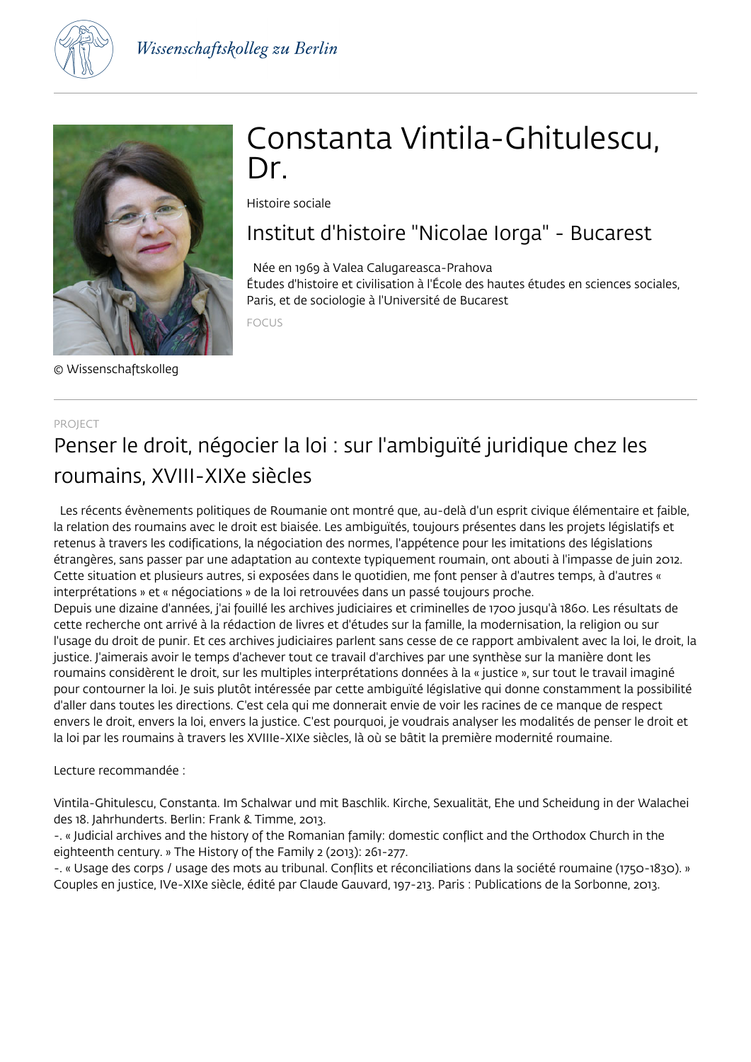Wissenschaftskolleg zu Berlin

# Constanta Vintila-Ghitulescu, Dr.

Histoire sociale

## Institut d'histoire "Nicolae Iorga" - Bucarest

Née en 1969 à Valea Calugareasca-Prahova
Études d'histoire et civilisation à l'École des hautes études en sciences sociales, Paris, et de sociologie à l'Université de Bucarest

FOCUS

© Wissenschaftskolleg

PROJECT

## Penser le droit, négocier la loi : sur l'ambiguïté juridique chez les roumains, XVIII-XIXe siècles

Les récents évènements politiques de Roumanie ont montré que, au-delà d'un esprit civique élémentaire et faible, la relation des roumains avec le droit est biaisée. Les ambiguïtés, toujours présentes dans les projets législatifs et retenus à travers les codifications, la négociation des normes, l'appétence pour les imitations des législations étrangères, sans passer par une adaptation au contexte typiquement roumain, ont abouti à l'impasse de juin 2012. Cette situation et plusieurs autres, si exposées dans le quotidien, me font penser à d'autres temps, à d'autres « interprétations » et « négociations » de la loi retrouvées dans un passé toujours proche.
Depuis une dizaine d'années, j'ai fouillé les archives judiciaires et criminelles de 1700 jusqu'à 1860. Les résultats de cette recherche ont arrivé à la rédaction de livres et d'études sur la famille, la modernisation, la religion ou sur l'usage du droit de punir. Et ces archives judiciaires parlent sans cesse de ce rapport ambivalent avec la loi, le droit, la justice. J'aimerais avoir le temps d'achever tout ce travail d'archives par une synthèse sur la manière dont les roumains considèrent le droit, sur les multiples interprétations données à la « justice », sur tout le travail imaginé pour contourner la loi. Je suis plutôt intéressée par cette ambiguïté législative qui donne constamment la possibilité d'aller dans toutes les directions. C'est cela qui me donnerait envie de voir les racines de ce manque de respect envers le droit, envers la loi, envers la justice. C'est pourquoi, je voudrais analyser les modalités de penser le droit et la loi par les roumains à travers les XVIIIe-XIXe siècles, là où se bâtit la première modernité roumaine.

Lecture recommandée :

Vintila-Ghitulescu, Constanta. Im Schalwar und mit Baschlik. Kirche, Sexualität, Ehe und Scheidung in der Walachei des 18. Jahrhunderts. Berlin: Frank & Timme, 2013.
-. « Judicial archives and the history of the Romanian family: domestic conflict and the Orthodox Church in the eighteenth century. » The History of the Family 2 (2013): 261-277.
-. « Usage des corps / usage des mots au tribunal. Conflits et réconciliations dans la société roumaine (1750-1830). » Couples en justice, IVe-XIXe siècle, édité par Claude Gauvard, 197-213. Paris : Publications de la Sorbonne, 2013.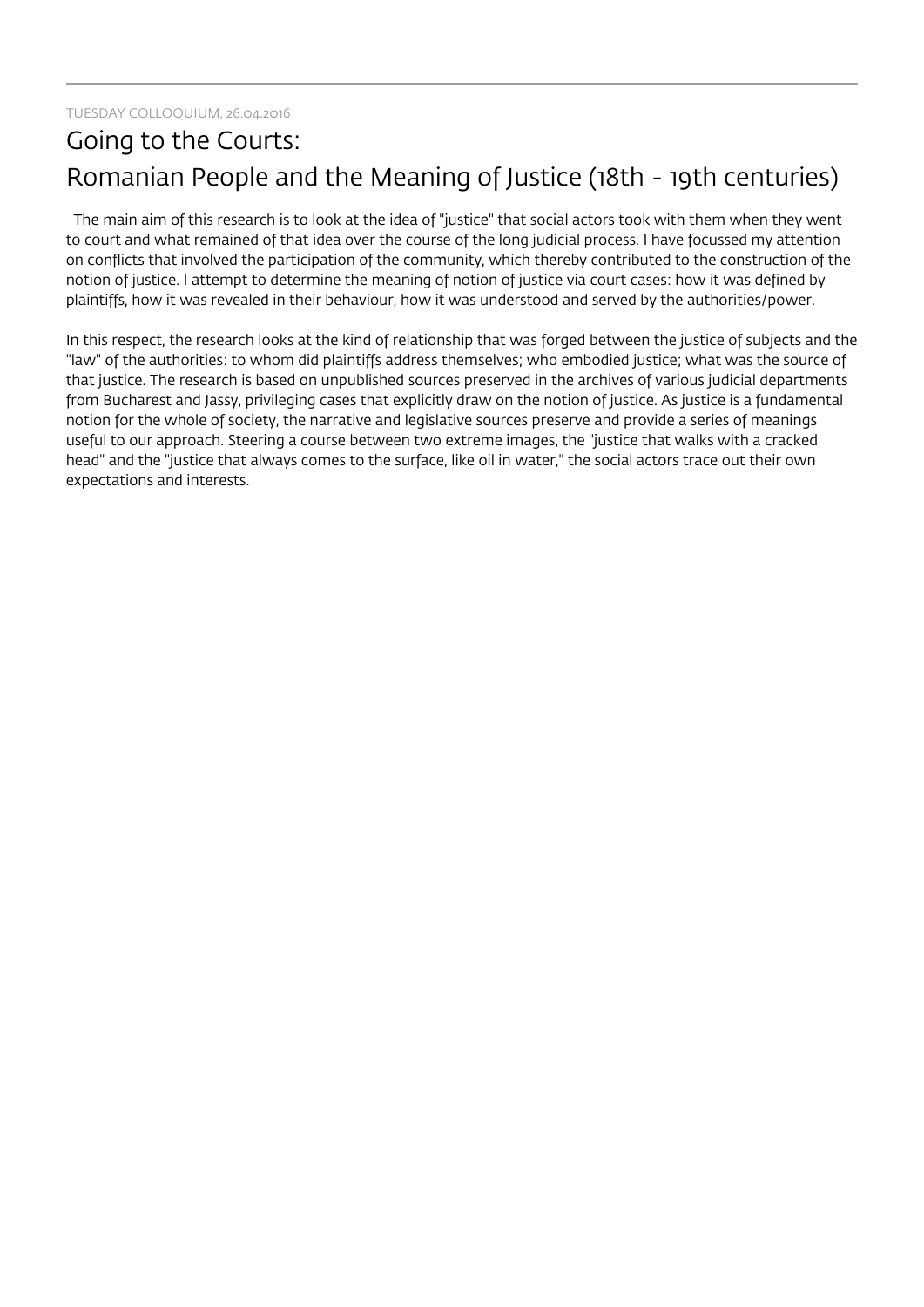TUESDAY COLLOQUIUM, 26.04.2016

# Going to the Courts: Romanian People and the Meaning of Justice (18th - 19th centuries)

The main aim of this research is to look at the idea of "justice" that social actors took with them when they went to court and what remained of that idea over the course of the long judicial process. I have focussed my attention on conflicts that involved the participation of the community, which thereby contributed to the construction of the notion of justice. I attempt to determine the meaning of notion of justice via court cases: how it was defined by plaintiffs, how it was revealed in their behaviour, how it was understood and served by the authorities/power.

In this respect, the research looks at the kind of relationship that was forged between the justice of subjects and the "law" of the authorities: to whom did plaintiffs address themselves; who embodied justice; what was the source of that justice. The research is based on unpublished sources preserved in the archives of various judicial departments from Bucharest and Jassy, privileging cases that explicitly draw on the notion of justice. As justice is a fundamental notion for the whole of society, the narrative and legislative sources preserve and provide a series of meanings useful to our approach. Steering a course between two extreme images, the "justice that walks with a cracked head" and the "justice that always comes to the surface, like oil in water," the social actors trace out their own expectations and interests.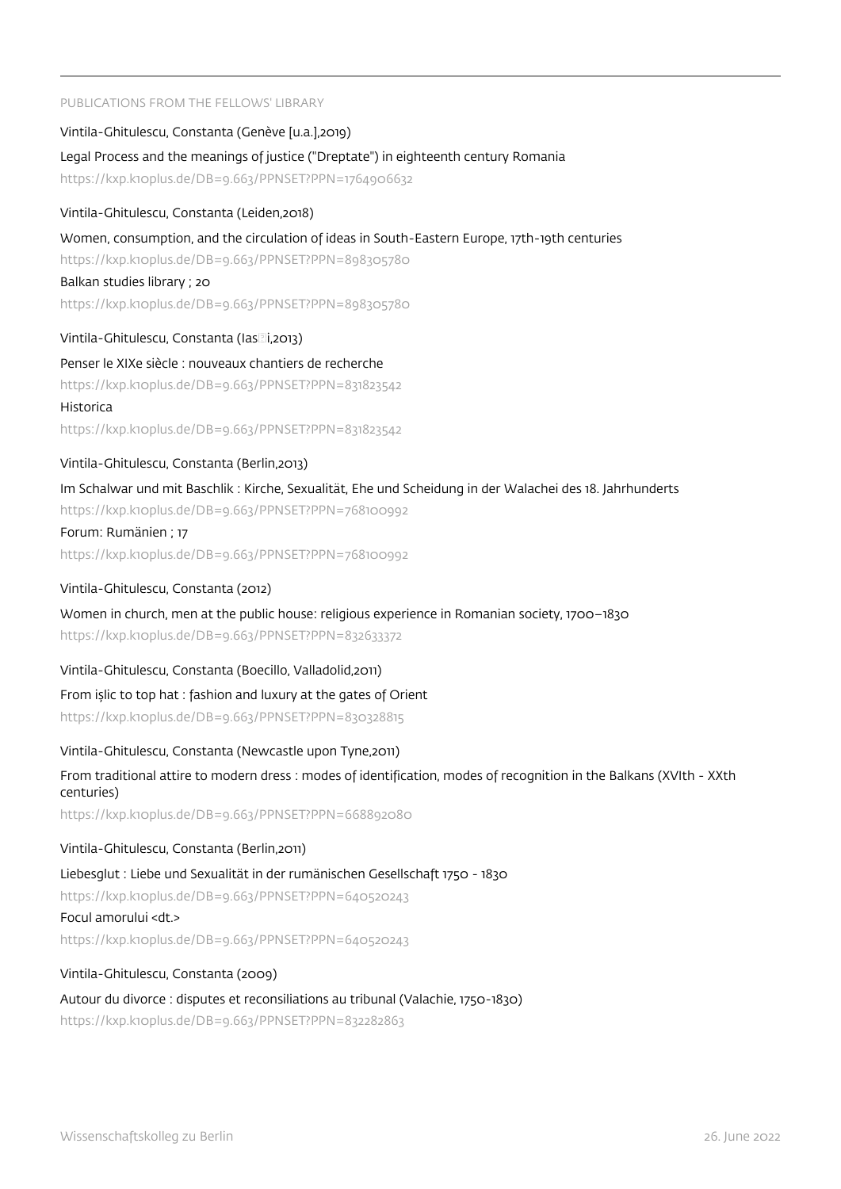PUBLICATIONS FROM THE FELLOWS' LIBRARY

Vintila-Ghitulescu, Constanta (Genève [u.a.],2019)

Legal Process and the meanings of justice ("Dreptate") in eighteenth century Romania

https://kxp.k10plus.de/DB=9.663/PPNSET?PPN=1764906632

Vintila-Ghitulescu, Constanta (Leiden,2018)

Women, consumption, and the circulation of ideas in South-Eastern Europe, 17th-19th centuries

https://kxp.k10plus.de/DB=9.663/PPNSET?PPN=898305780

Balkan studies library ; 20

https://kxp.k10plus.de/DB=9.663/PPNSET?PPN=898305780

Vintila-Ghitulescu, Constanta (Ias�i,2013)

Penser le XIXe siècle : nouveaux chantiers de recherche

https://kxp.k10plus.de/DB=9.663/PPNSET?PPN=831823542

Historica

https://kxp.k10plus.de/DB=9.663/PPNSET?PPN=831823542

Vintila-Ghitulescu, Constanta (Berlin,2013)

Im Schalwar und mit Baschlik : Kirche, Sexualität, Ehe und Scheidung in der Walachei des 18. Jahrhunderts

https://kxp.k10plus.de/DB=9.663/PPNSET?PPN=768100992

Forum: Rumänien ; 17

https://kxp.k10plus.de/DB=9.663/PPNSET?PPN=768100992

Vintila-Ghitulescu, Constanta (2012)

Women in church, men at the public house: religious experience in Romanian society, 1700–1830

https://kxp.k10plus.de/DB=9.663/PPNSET?PPN=832633372

Vintila-Ghitulescu, Constanta (Boecillo, Valladolid,2011)

From işlic to top hat : fashion and luxury at the gates of Orient

https://kxp.k10plus.de/DB=9.663/PPNSET?PPN=830328815

Vintila-Ghitulescu, Constanta (Newcastle upon Tyne,2011)

From traditional attire to modern dress : modes of identification, modes of recognition in the Balkans (XVIth - XXth centuries)

https://kxp.k10plus.de/DB=9.663/PPNSET?PPN=668892080

Vintila-Ghitulescu, Constanta (Berlin,2011)

Liebesglut : Liebe und Sexualität in der rumänischen Gesellschaft 1750 - 1830

https://kxp.k10plus.de/DB=9.663/PPNSET?PPN=640520243

Focul amorului <dt.>

https://kxp.k10plus.de/DB=9.663/PPNSET?PPN=640520243

Vintila-Ghitulescu, Constanta (2009)

Autour du divorce : disputes et reconsiliations au tribunal (Valachie, 1750-1830)

https://kxp.k10plus.de/DB=9.663/PPNSET?PPN=832282863